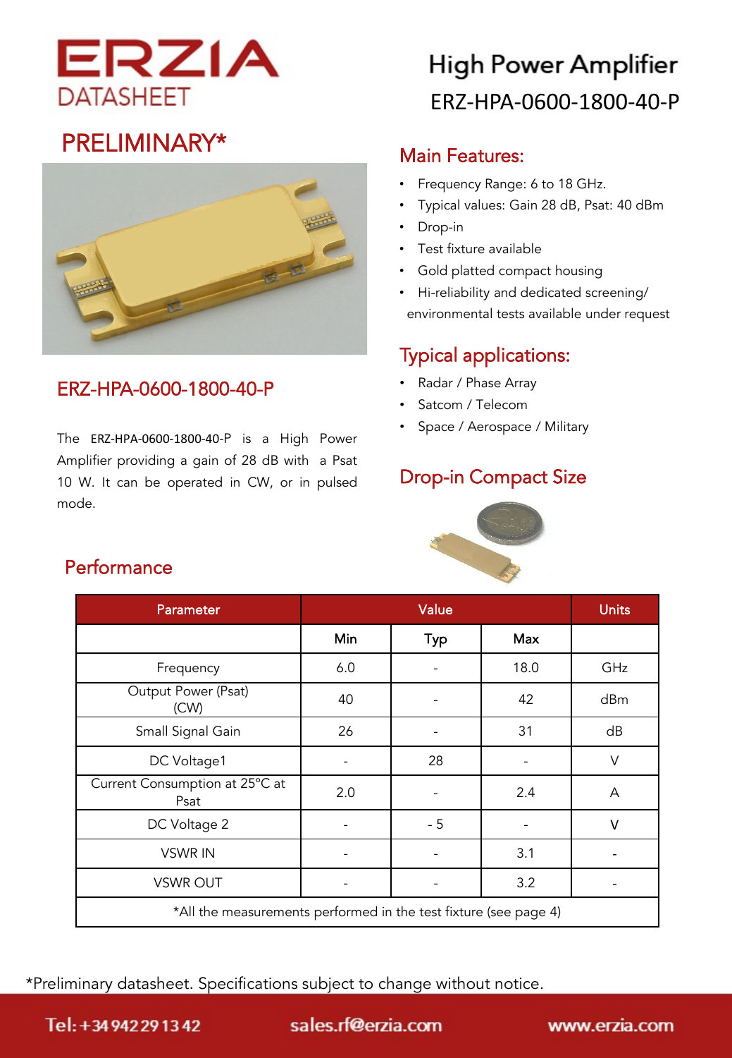# ERZIA DATASHEET

# High Power Amplifier

## ERZ-HPA-0600-1800-40-P

## PRELIMINARY*

## Main Features:

- Frequency Range: 6 to 18 GHz.
- Typical values: Gain 28 dB, Psat: 40 dBm
- Drop-in
- Test fixture available
- Gold platted compact housing
- Hi-reliability and dedicated screening/ environmental tests available under request

## ERZ-HPA-0600-1800-40-P

The ERZ-HPA-0600-1800-40-P is a High Power Amplifier providing a gain of 28 dB with a Psat 10 W. It can be operated in CW, or in pulsed mode.

## Typical applications:

- Radar / Phase Array
- Satcom / Telecom
- Space / Aerospace / Military

## Drop-in Compact Size

## Performance

| Parameter | Value | | | Units |
|---|---|---|---|---|
| | Min | Typ | Max | |
| Frequency | 6.0 | - | 18.0 | GHz |
| Output Power (Psat) (CW) | 40 | - | 42 | dBm |
| Small Signal Gain | 26 | - | 31 | dB |
| DC Voltage1 | - | 28 | - | V |
| Current Consumption at 25°C at Psat | 2.0 | - | 2.4 | A |
| DC Voltage 2 | - | - 5 | - | V |
| VSWR IN | - | - | 3.1 | - |
| VSWR OUT | - | - | 3.2 | - |
| *All the measurements performed in the test fixture (see page 4) | | | | |

*Preliminary datasheet. Specifications subject to change without notice.

Tel: +34 942 29 13 42 sales.rf@erzia.com www.erzia.com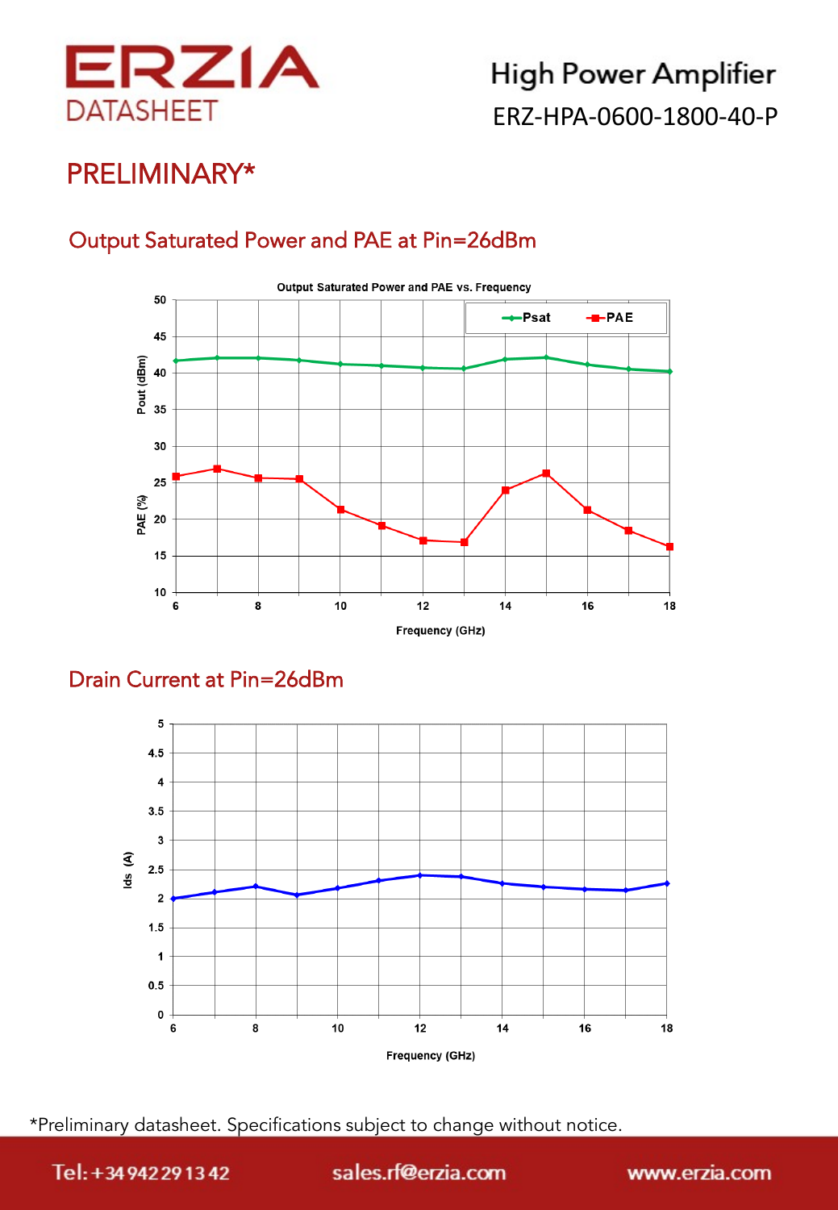# PRELIMINARY*

## Output Saturated Power and PAE at Pin=26dBm

Output Saturated Power and PAE vs. Frequency

Psat PAE

Pout (dBm) PAE (%)

Frequency (GHz)

## Drain Current at Pin=26dBm

Ids (A)

Frequency (GHz)

*Preliminary datasheet. Specifications subject to change without notice.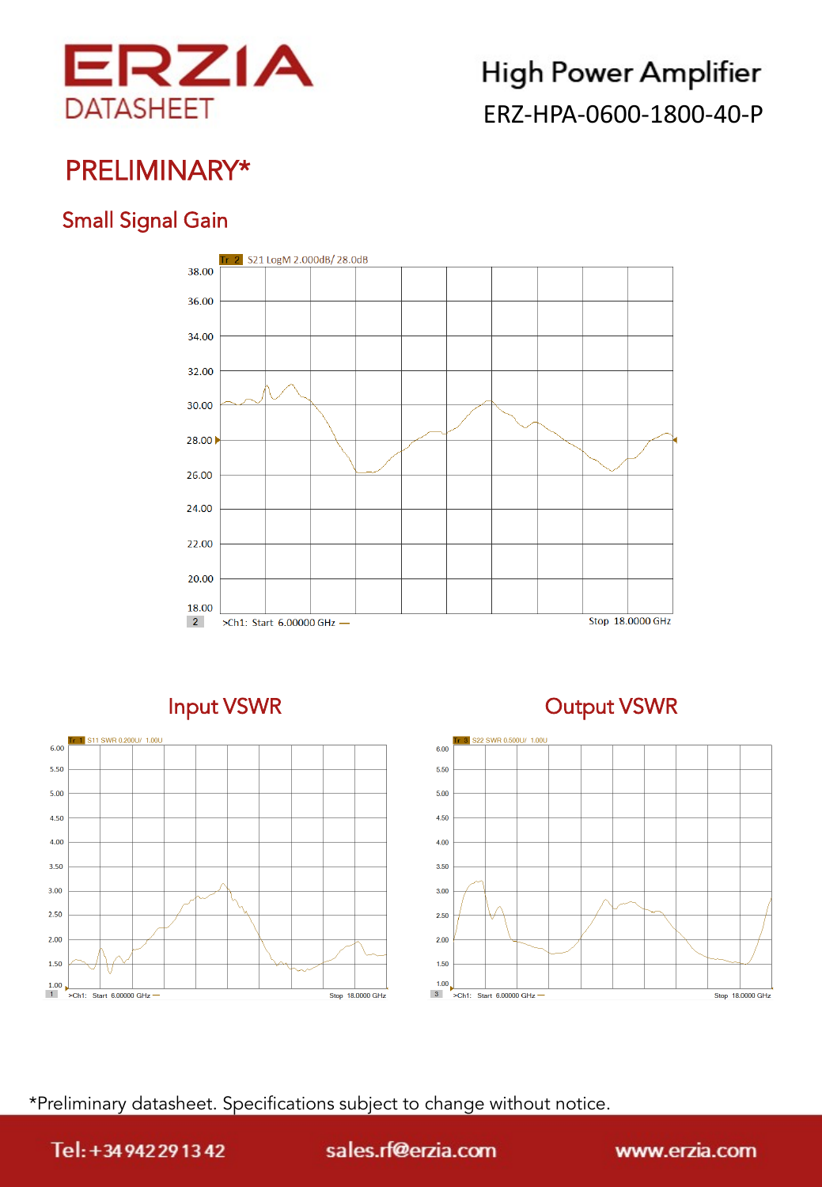# High Power Amplifier

ERZ-HPA-0600-1800-40-P

## PRELIMINARY*

### Small Signal Gain

Tr 2 S21 LogM 2.000dB/ 28.0dB

38.00
36.00
34.00
32.00
30.00
28.00
26.00
24.00
22.00
20.00
18.00

>Ch1: Start 6.00000 GHz — Stop 18.0000 GHz

### Input VSWR

Tr 1 S11 SWR 0.200U/ 1.00U

6.00
5.50
5.00
4.50
4.00
3.50
3.00
2.50
2.00
1.50
1.00

>Ch1: Start 6.00000 GHz — Stop 18.0000 GHz

### Output VSWR

Tr 3 S22 SWR 0.500U/ 1.00U

6.00
5.50
5.00
4.50
4.00
3.50
3.00
2.50
2.00
1.50
1.00

>Ch1: Start 6.00000 GHz — Stop 18.0000 GHz

*Preliminary datasheet. Specifications subject to change without notice.

Tel: +34 942 29 13 42 sales.rf@erzia.com www.erzia.com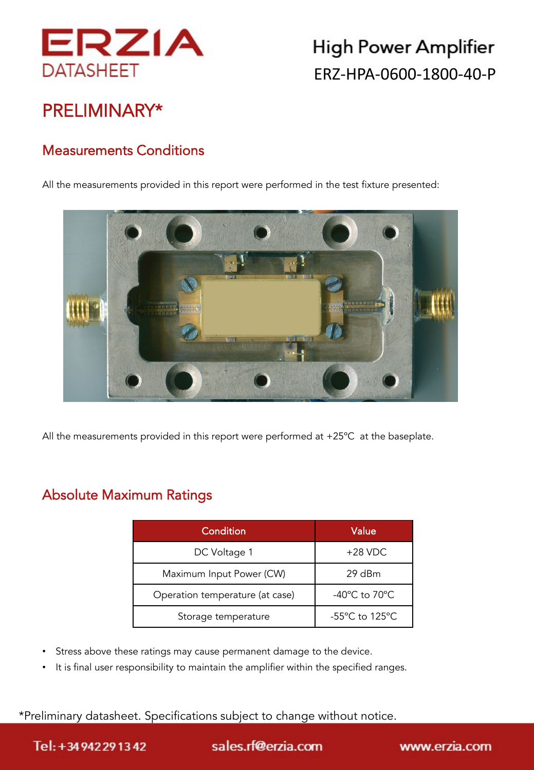ERZIA
DATASHEET

High Power Amplifier
ERZ-HPA-0600-1800-40-P

# PRELIMINARY*

## Measurements Conditions

All the measurements provided in this report were performed in the test fixture presented:

All the measurements provided in this report were performed at +25°C at the baseplate.

## Absolute Maximum Ratings

| Condition | Value |
|---|---|
| DC Voltage 1 | +28 VDC |
| Maximum Input Power (CW) | 29 dBm |
| Operation temperature (at case) | -40°C to 70°C |
| Storage temperature | -55°C to 125°C |

- Stress above these ratings may cause permanent damage to the device.
- It is final user responsibility to maintain the amplifier within the specified ranges.

*Preliminary datasheet. Specifications subject to change without notice.

Tel: +34 942 29 13 42 sales.rf@erzia.com www.erzia.com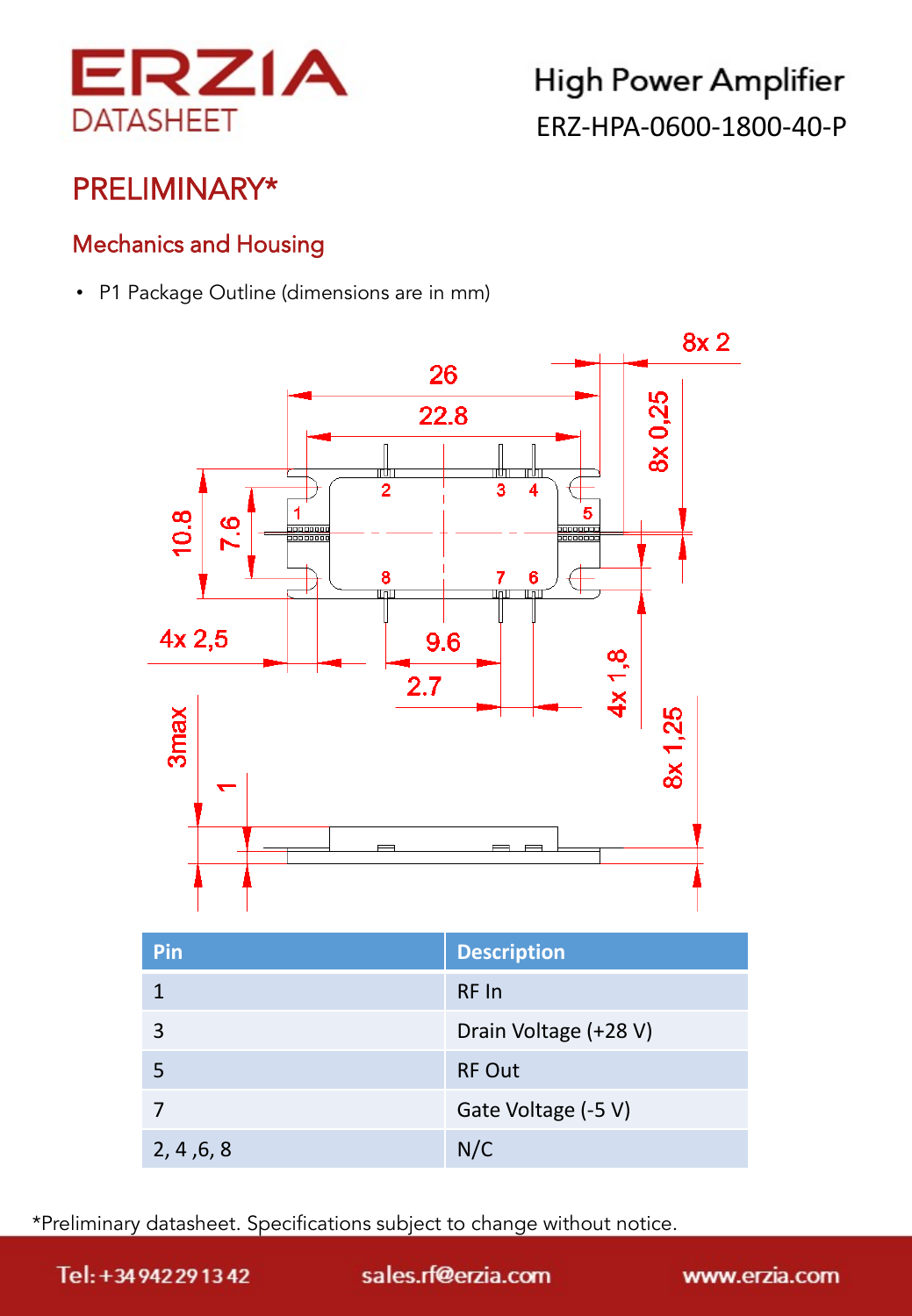# ERZIA DATASHEET

## High Power Amplifier
ERZ-HPA-0600-1800-40-P

## PRELIMINARY*

### Mechanics and Housing

- P1 Package Outline (dimensions are in mm)

| Pin | Description |
|---|---|
| 1 | RF In |
| 3 | Drain Voltage (+28 V) |
| 5 | RF Out |
| 7 | Gate Voltage (-5 V) |
| 2, 4 ,6, 8 | N/C |

*Preliminary datasheet. Specifications subject to change without notice.

Tel: +34 942 29 13 42 sales.rf@erzia.com www.erzia.com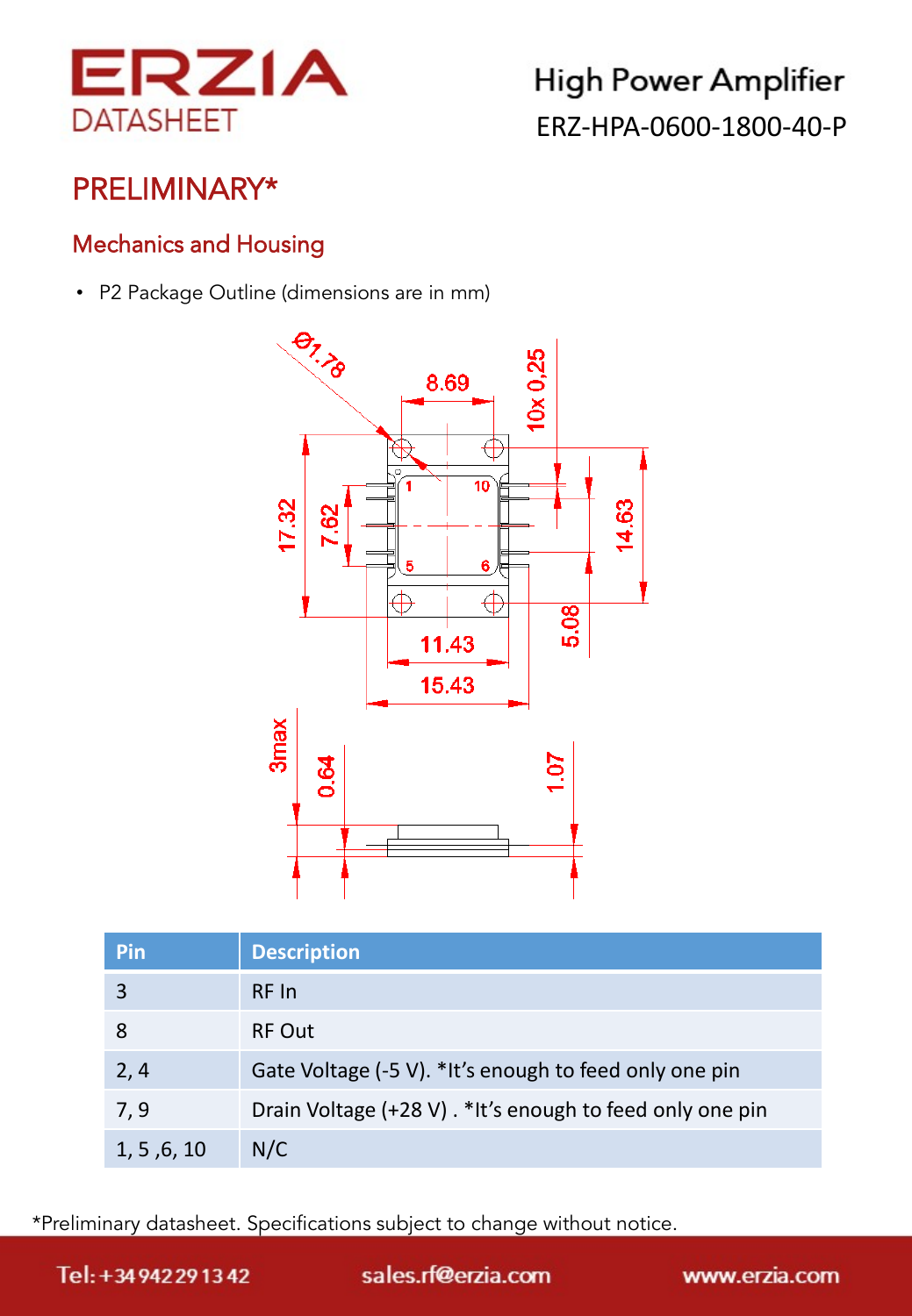# PRELIMINARY*

## Mechanics and Housing

- P2 Package Outline (dimensions are in mm)

| Pin | Description |
|---|---|
| 3 | RF In |
| 8 | RF Out |
| 2, 4 | Gate Voltage (-5 V). *It's enough to feed only one pin |
| 7, 9 | Drain Voltage (+28 V) . *It's enough to feed only one pin |
| 1, 5 ,6, 10 | N/C |

*Preliminary datasheet. Specifications subject to change without notice.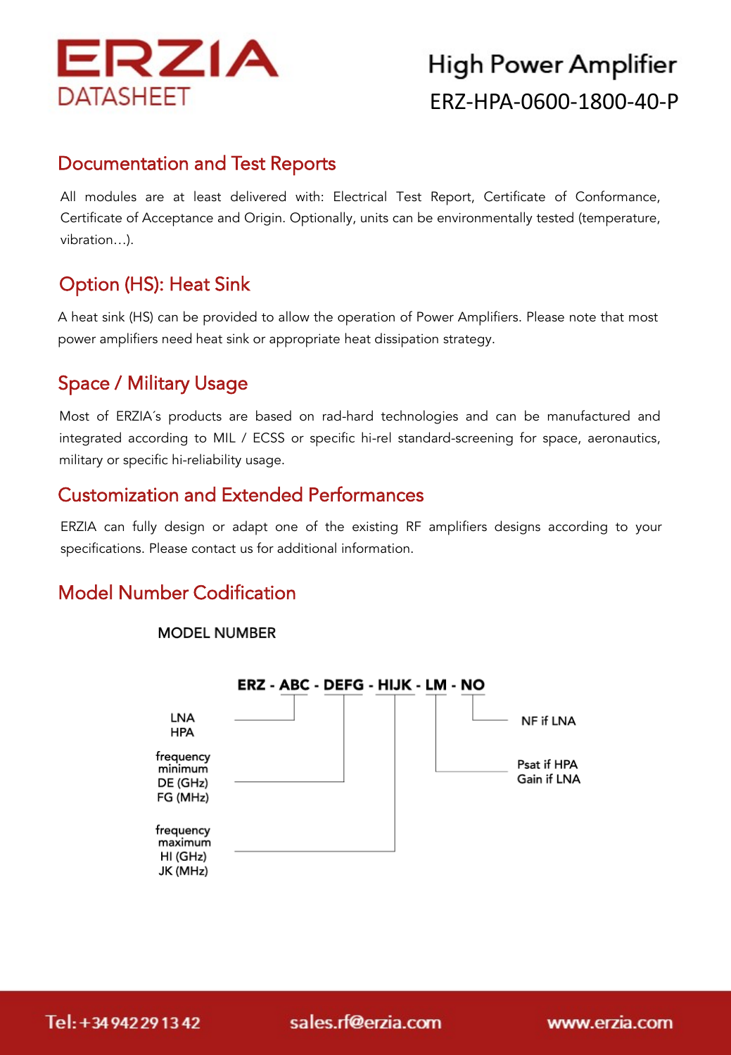# ERZIA DATASHEET

## High Power Amplifier
## ERZ-HPA-0600-1800-40-P

## Documentation and Test Reports

All modules are at least delivered with: Electrical Test Report, Certificate of Conformance, Certificate of Acceptance and Origin. Optionally, units can be environmentally tested (temperature, vibration…).

## Option (HS): Heat Sink

A heat sink (HS) can be provided to allow the operation of Power Amplifiers. Please note that most power amplifiers need heat sink or appropriate heat dissipation strategy.

## Space / Military Usage

Most of ERZIA´s products are based on rad-hard technologies and can be manufactured and integrated according to MIL / ECSS or specific hi-rel standard-screening for space, aeronautics, military or specific hi-reliability usage.

## Customization and Extended Performances

ERZIA can fully design or adapt one of the existing RF amplifiers designs according to your specifications. Please contact us for additional information.

## Model Number Codification

MODEL NUMBER

**ERZ - ABC - DEFG - HIJK - LM - NO**

- ABC: LNA / HPA
- DEFG: frequency minimum — DE (GHz), FG (MHz)
- HIJK: frequency maximum — HI (GHz), JK (MHz)
- LM: Psat if HPA / Gain if LNA
- NO: NF if LNA

Tel: +34 942 29 13 42 | sales.rf@erzia.com | www.erzia.com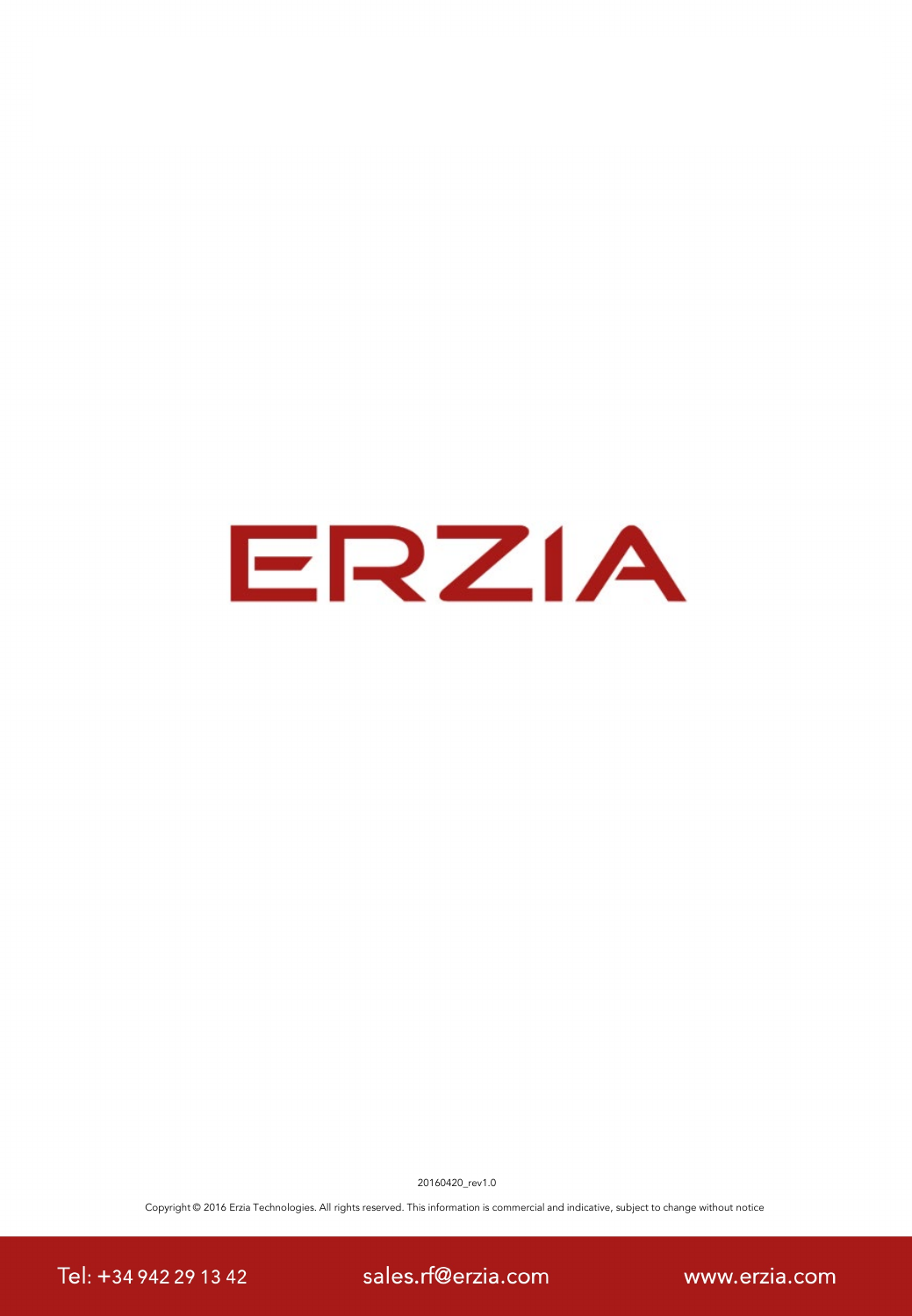ERZIA

20160420_rev1.0

Copyright © 2016 Erzia Technologies. All rights reserved. This information is commercial and indicative, subject to change without notice

Tel: +34 942 29 13 42    sales.rf@erzia.com    www.erzia.com